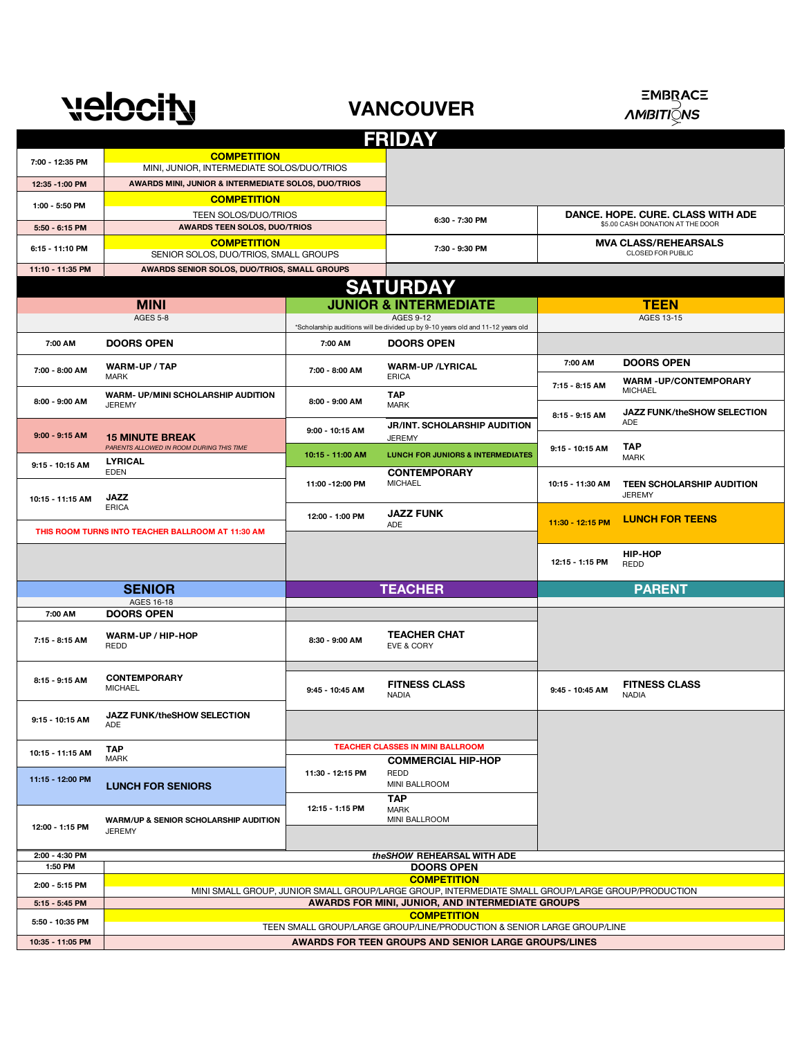# velocity — VANCOUVER — EMBRACE AMBITIONS

## FRIDAY

| Time | Event | Time | Event |
|---|---|---|---|
| 7:00 - 12:35 PM | **COMPETITION** MINI, JUNIOR, INTERMEDIATE SOLOS/DUO/TRIOS | | |
| 12:35 -1:00 PM | **AWARDS MINI, JUNIOR & INTERMEDIATE SOLOS, DUO/TRIOS** | | |
| 1:00 - 5:50 PM | **COMPETITION** TEEN SOLOS/DUO/TRIOS | 6:30 - 7:30 PM | **DANCE. HOPE. CURE. CLASS WITH ADE** $5.00 CASH DONATION AT THE DOOR |
| 5:50 - 6:15 PM | **AWARDS TEEN SOLOS, DUO/TRIOS** | | |
| 6:15 - 11:10 PM | **COMPETITION** SENIOR SOLOS, DUO/TRIOS, SMALL GROUPS | 7:30 - 9:30 PM | **MVA CLASS/REHEARSALS** CLOSED FOR PUBLIC |
| 11:10 - 11:35 PM | **AWARDS SENIOR SOLOS, DUO/TRIOS, SMALL GROUPS** | | |

## SATURDAY

| MINI (AGES 5-8) | | JUNIOR & INTERMEDIATE (AGES 9-12) | | TEEN (AGES 13-15) | |
|---|---|---|---|---|---|
| | | *Scholarship auditions will be divided up by 9-10 years old and 11-12 years old | | | |
| 7:00 AM | **DOORS OPEN** | 7:00 AM | **DOORS OPEN** | 7:00 AM | **DOORS OPEN** |
| 7:00 - 8:00 AM | **WARM-UP / TAP** MARK | 7:00 - 8:00 AM | **WARM-UP /LYRICAL** ERICA | 7:15 - 8:15 AM | **WARM -UP/CONTEMPORARY** MICHAEL |
| 8:00 - 9:00 AM | **WARM- UP/MINI SCHOLARSHIP AUDITION** JEREMY | 8:00 - 9:00 AM | **TAP** MARK | 8:15 - 9:15 AM | **JAZZ FUNK/theSHOW SELECTION** ADE |
| 9:00 - 9:15 AM | **15 MINUTE BREAK** *PARENTS ALLOWED IN ROOM DURING THIS TIME* | 9:00 - 10:15 AM | **JR/INT. SCHOLARSHIP AUDITION** JEREMY | 9:15 - 10:15 AM | **TAP** MARK |
| 9:15 - 10:15 AM | **LYRICAL** EDEN | 10:15 - 11:00 AM | **LUNCH FOR JUNIORS & INTERMEDIATES** | | |
| 10:15 - 11:15 AM | **JAZZ** ERICA | 11:00 -12:00 PM | **CONTEMPORARY** MICHAEL | 10:15 - 11:30 AM | **TEEN SCHOLARSHIP AUDITION** JEREMY |
| THIS ROOM TURNS INTO TEACHER BALLROOM AT 11:30 AM | | 12:00 - 1:00 PM | **JAZZ FUNK** ADE | 11:30 - 12:15 PM | **LUNCH FOR TEENS** |
| | | | | 12:15 - 1:15 PM | **HIP-HOP** REDD |

| SENIOR (AGES 16-18) | | TEACHER | | PARENT | |
|---|---|---|---|---|---|
| 7:00 AM | **DOORS OPEN** | | | | |
| 7:15 - 8:15 AM | **WARM-UP / HIP-HOP** REDD | 8:30 - 9:00 AM | **TEACHER CHAT** EVE & CORY | | |
| 8:15 - 9:15 AM | **CONTEMPORARY** MICHAEL | 9:45 - 10:45 AM | **FITNESS CLASS** NADIA | 9:45 - 10:45 AM | **FITNESS CLASS** NADIA |
| 9:15 - 10:15 AM | **JAZZ FUNK/theSHOW SELECTION** ADE | | | | |
| 10:15 - 11:15 AM | **TAP** MARK | TEACHER CLASSES IN MINI BALLROOM | | | |
| 11:15 - 12:00 PM | **LUNCH FOR SENIORS** | 11:30 - 12:15 PM | **COMMERCIAL HIP-HOP** REDD MINI BALLROOM | | |
| 12:00 - 1:15 PM | **WARM/UP & SENIOR SCHOLARSHIP AUDITION** JEREMY | 12:15 - 1:15 PM | **TAP** MARK MINI BALLROOM | | |

| Time | Event |
|---|---|
| 2:00 - 4:30 PM | ***theSHOW* REHEARSAL WITH ADE** |
| 1:50 PM | **DOORS OPEN** |
| 2:00 - 5:15 PM | **COMPETITION** MINI SMALL GROUP, JUNIOR SMALL GROUP/LARGE GROUP, INTERMEDIATE SMALL GROUP/LARGE GROUP/PRODUCTION |
| 5:15 - 5:45 PM | **AWARDS FOR MINI, JUNIOR, AND INTERMEDIATE GROUPS** |
| 5:50 - 10:35 PM | **COMPETITION** TEEN SMALL GROUP/LARGE GROUP/LINE/PRODUCTION & SENIOR LARGE GROUP/LINE |
| 10:35 - 11:05 PM | **AWARDS FOR TEEN GROUPS AND SENIOR LARGE GROUPS/LINES** |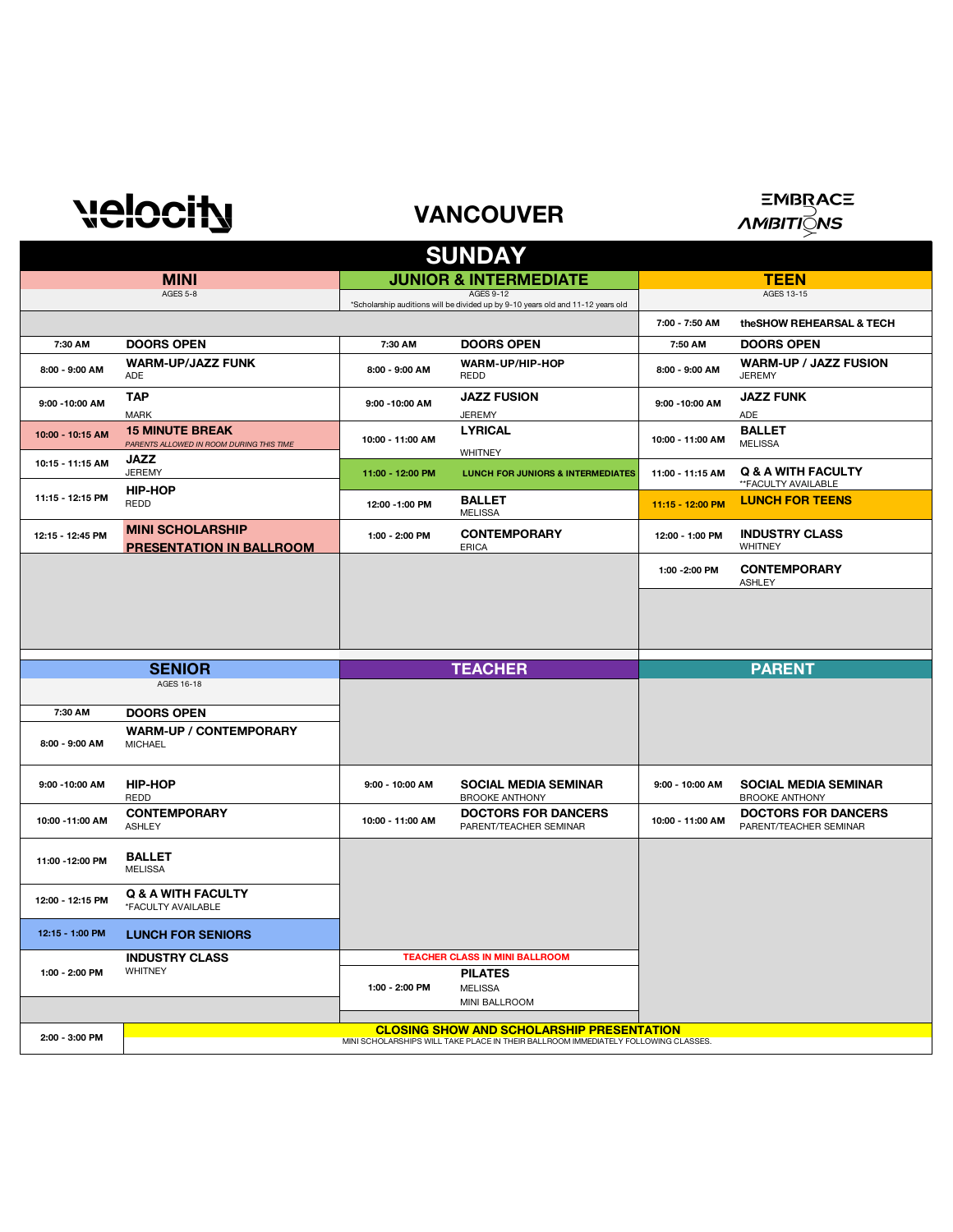velocity

# VANCOUVER

EMBRACE AMBITIONS

## SUNDAY

### MINI
AGES 5-8

| Time | Class |
|---|---|
| 7:30 AM | **DOORS OPEN** |
| 8:00 - 9:00 AM | **WARM-UP/JAZZ FUNK** ADE |
| 9:00 -10:00 AM | **TAP** MARK |
| 10:00 - 10:15 AM | **15 MINUTE BREAK** PARENTS ALLOWED IN ROOM DURING THIS TIME |
| 10:15 - 11:15 AM | **JAZZ** JEREMY |
| 11:15 - 12:15 PM | **HIP-HOP** REDD |
| 12:15 - 12:45 PM | **MINI SCHOLARSHIP PRESENTATION IN BALLROOM** |

### JUNIOR & INTERMEDIATE
AGES 9-12

*Scholarship auditions will be divided up by 9-10 years old and 11-12 years old

| Time | Class |
|---|---|
| 7:30 AM | **DOORS OPEN** |
| 8:00 - 9:00 AM | **WARM-UP/HIP-HOP** REDD |
| 9:00 -10:00 AM | **JAZZ FUSION** JEREMY |
| 10:00 - 11:00 AM | **LYRICAL** WHITNEY |
| 11:00 - 12:00 PM | **LUNCH FOR JUNIORS & INTERMEDIATES** |
| 12:00 -1:00 PM | **BALLET** MELISSA |
| 1:00 - 2:00 PM | **CONTEMPORARY** ERICA |

### TEEN
AGES 13-15

| Time | Class |
|---|---|
| 7:00 - 7:50 AM | **theSHOW REHEARSAL & TECH** |
| 7:50 AM | **DOORS OPEN** |
| 8:00 - 9:00 AM | **WARM-UP / JAZZ FUSION** JEREMY |
| 9:00 -10:00 AM | **JAZZ FUNK** ADE |
| 10:00 - 11:00 AM | **BALLET** MELISSA |
| 11:00 - 11:15 AM | **Q & A WITH FACULTY** **FACULTY AVAILABLE |
| 11:15 - 12:00 PM | **LUNCH FOR TEENS** |
| 12:00 - 1:00 PM | **INDUSTRY CLASS** WHITNEY |
| 1:00 -2:00 PM | **CONTEMPORARY** ASHLEY |

### SENIOR
AGES 16-18

| Time | Class |
|---|---|
| 7:30 AM | **DOORS OPEN** |
| 8:00 - 9:00 AM | **WARM-UP / CONTEMPORARY** MICHAEL |
| 9:00 -10:00 AM | **HIP-HOP** REDD |
| 10:00 -11:00 AM | **CONTEMPORARY** ASHLEY |
| 11:00 -12:00 PM | **BALLET** MELISSA |
| 12:00 - 12:15 PM | **Q & A WITH FACULTY** *FACULTY AVAILABLE |
| 12:15 - 1:00 PM | **LUNCH FOR SENIORS** |
| 1:00 - 2:00 PM | **INDUSTRY CLASS** WHITNEY |

### TEACHER

| Time | Class |
|---|---|
| 9:00 - 10:00 AM | **SOCIAL MEDIA SEMINAR** BROOKE ANTHONY |
| 10:00 - 11:00 AM | **DOCTORS FOR DANCERS** PARENT/TEACHER SEMINAR |
| | TEACHER CLASS IN MINI BALLROOM |
| 1:00 - 2:00 PM | **PILATES** MELISSA MINI BALLROOM |

### PARENT

| Time | Class |
|---|---|
| 9:00 - 10:00 AM | **SOCIAL MEDIA SEMINAR** BROOKE ANTHONY |
| 10:00 - 11:00 AM | **DOCTORS FOR DANCERS** PARENT/TEACHER SEMINAR |

| Time | Event |
|---|---|
| 2:00 - 3:00 PM | **CLOSING SHOW AND SCHOLARSHIP PRESENTATION** MINI SCHOLARSHIPS WILL TAKE PLACE IN THEIR BALLROOM IMMEDIATELY FOLLOWING CLASSES. |